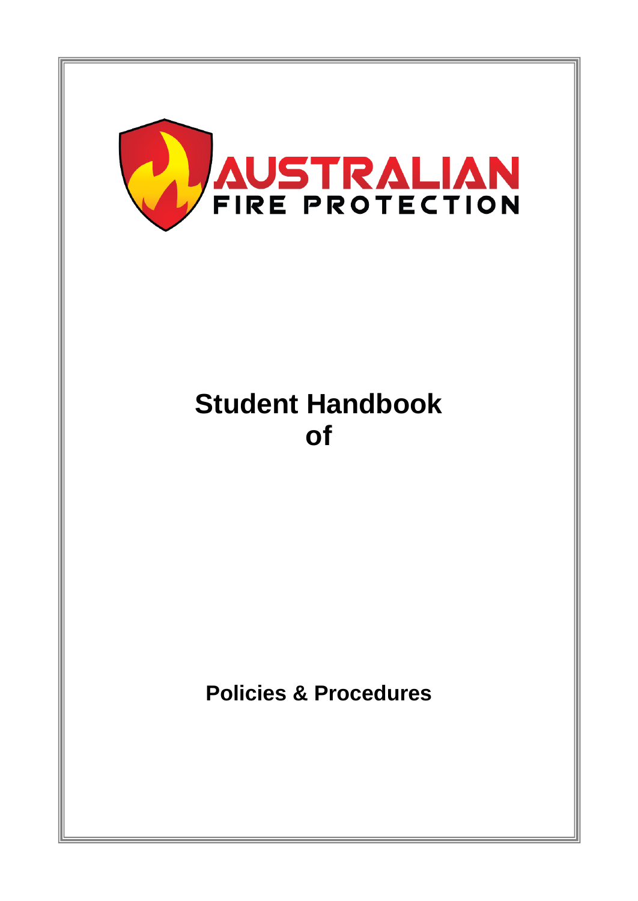AUSTRALIAN FIRE PROTECTION

# Student Handbook of

## Policies & Procedures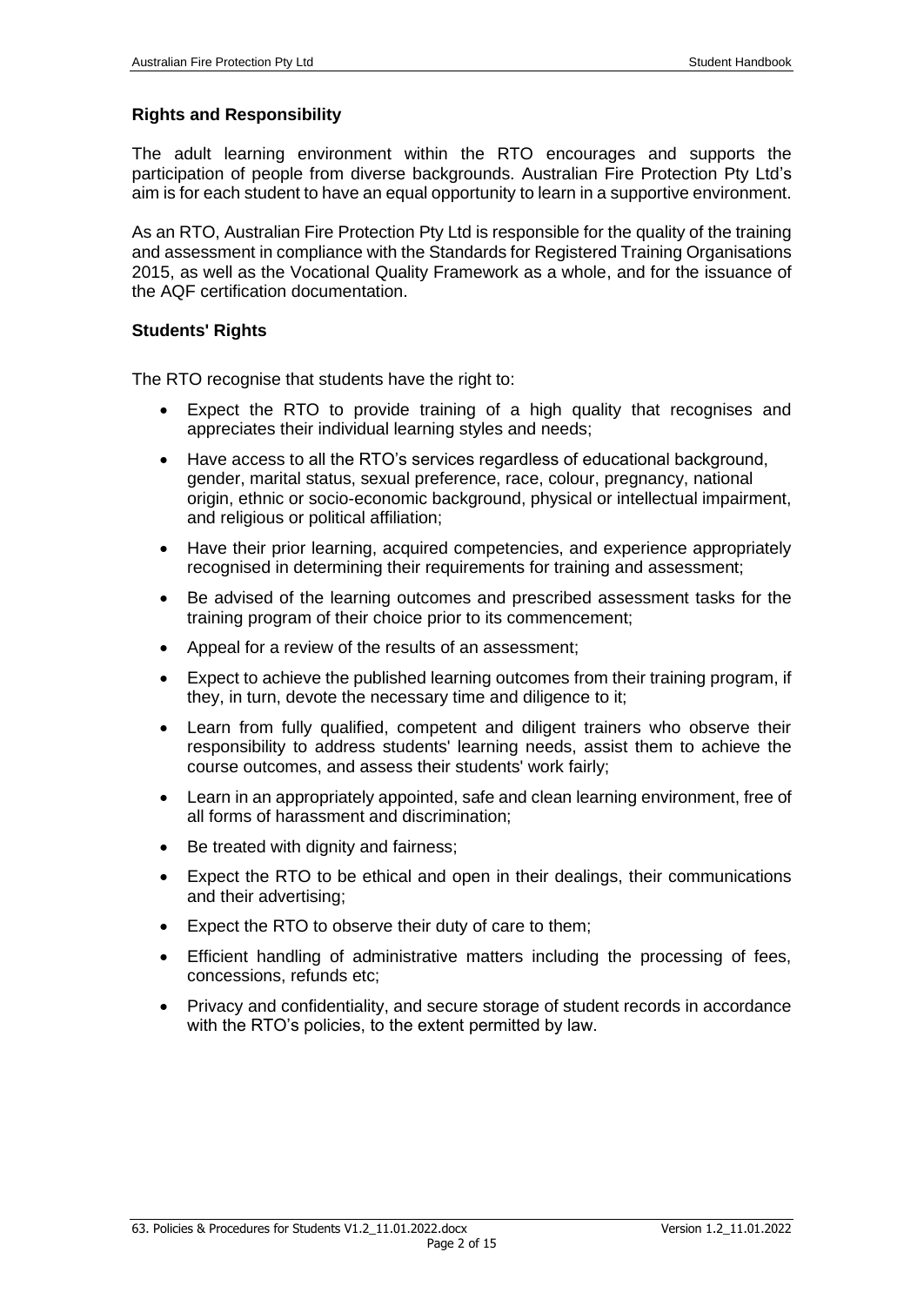**Rights and Responsibility**

The adult learning environment within the RTO encourages and supports the participation of people from diverse backgrounds. Australian Fire Protection Pty Ltd's aim is for each student to have an equal opportunity to learn in a supportive environment.

As an RTO, Australian Fire Protection Pty Ltd is responsible for the quality of the training and assessment in compliance with the Standards for Registered Training Organisations 2015, as well as the Vocational Quality Framework as a whole, and for the issuance of the AQF certification documentation.

**Students' Rights**

The RTO recognise that students have the right to:

- Expect the RTO to provide training of a high quality that recognises and appreciates their individual learning styles and needs;
- Have access to all the RTO's services regardless of educational background, gender, marital status, sexual preference, race, colour, pregnancy, national origin, ethnic or socio-economic background, physical or intellectual impairment, and religious or political affiliation;
- Have their prior learning, acquired competencies, and experience appropriately recognised in determining their requirements for training and assessment;
- Be advised of the learning outcomes and prescribed assessment tasks for the training program of their choice prior to its commencement;
- Appeal for a review of the results of an assessment;
- Expect to achieve the published learning outcomes from their training program, if they, in turn, devote the necessary time and diligence to it;
- Learn from fully qualified, competent and diligent trainers who observe their responsibility to address students' learning needs, assist them to achieve the course outcomes, and assess their students' work fairly;
- Learn in an appropriately appointed, safe and clean learning environment, free of all forms of harassment and discrimination;
- Be treated with dignity and fairness;
- Expect the RTO to be ethical and open in their dealings, their communications and their advertising;
- Expect the RTO to observe their duty of care to them;
- Efficient handling of administrative matters including the processing of fees, concessions, refunds etc;
- Privacy and confidentiality, and secure storage of student records in accordance with the RTO's policies, to the extent permitted by law.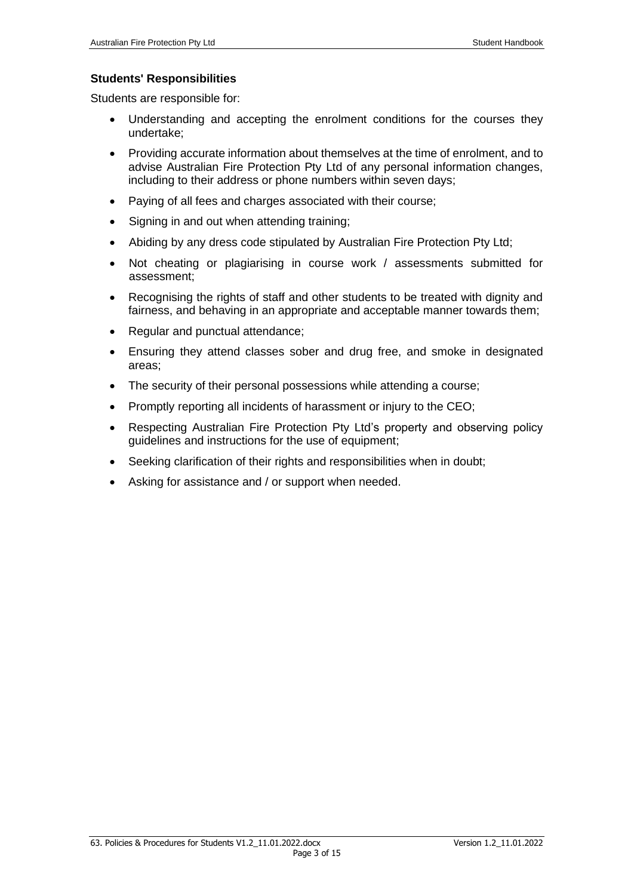**Students' Responsibilities**

Students are responsible for:

- Understanding and accepting the enrolment conditions for the courses they undertake;
- Providing accurate information about themselves at the time of enrolment, and to advise Australian Fire Protection Pty Ltd of any personal information changes, including to their address or phone numbers within seven days;
- Paying of all fees and charges associated with their course;
- Signing in and out when attending training;
- Abiding by any dress code stipulated by Australian Fire Protection Pty Ltd;
- Not cheating or plagiarising in course work / assessments submitted for assessment;
- Recognising the rights of staff and other students to be treated with dignity and fairness, and behaving in an appropriate and acceptable manner towards them;
- Regular and punctual attendance;
- Ensuring they attend classes sober and drug free, and smoke in designated areas;
- The security of their personal possessions while attending a course;
- Promptly reporting all incidents of harassment or injury to the CEO;
- Respecting Australian Fire Protection Pty Ltd's property and observing policy guidelines and instructions for the use of equipment;
- Seeking clarification of their rights and responsibilities when in doubt;
- Asking for assistance and / or support when needed.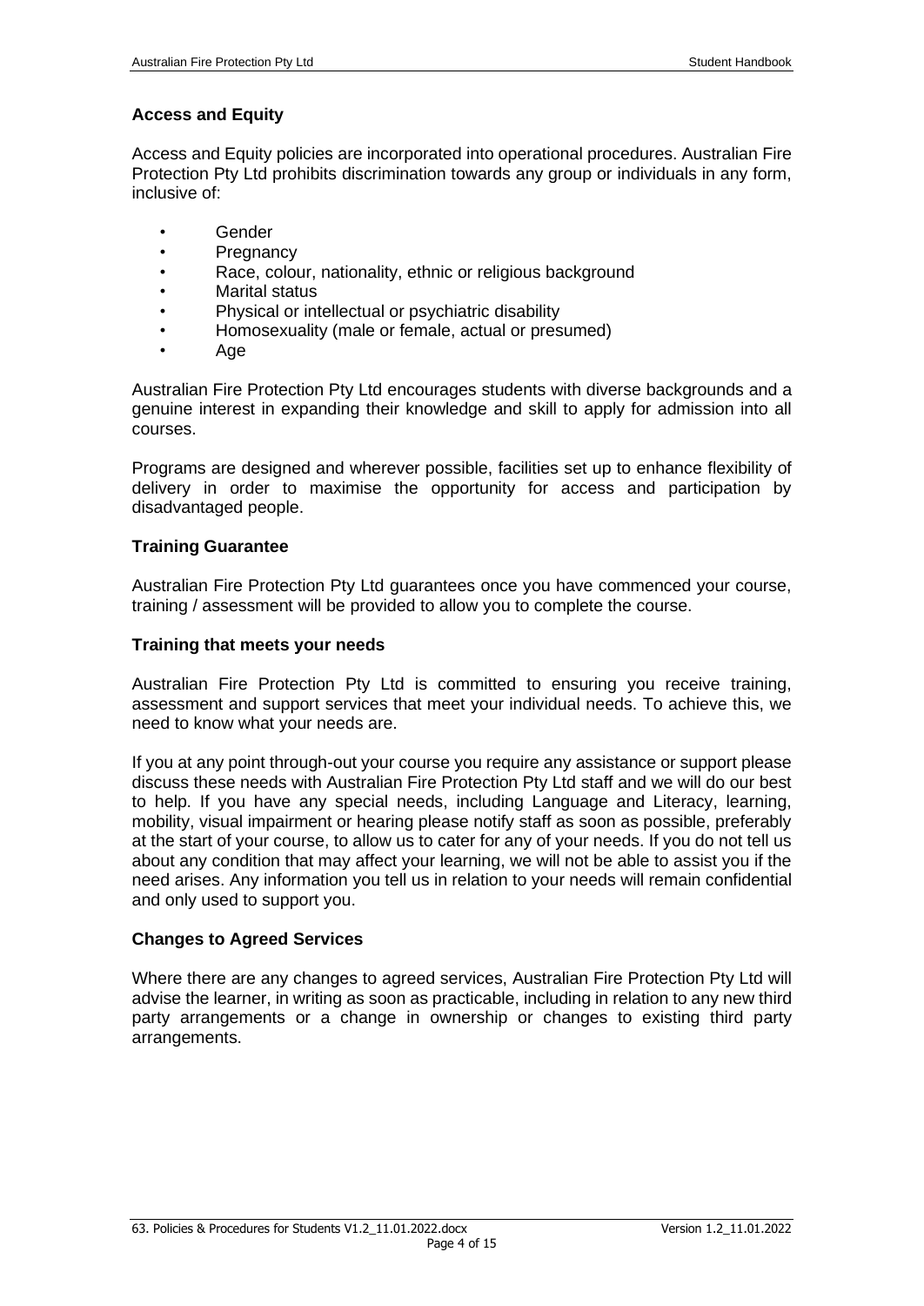### Access and Equity

Access and Equity policies are incorporated into operational procedures. Australian Fire Protection Pty Ltd prohibits discrimination towards any group or individuals in any form, inclusive of:

- Gender
- Pregnancy
- Race, colour, nationality, ethnic or religious background
- Marital status
- Physical or intellectual or psychiatric disability
- Homosexuality (male or female, actual or presumed)
- Age

Australian Fire Protection Pty Ltd encourages students with diverse backgrounds and a genuine interest in expanding their knowledge and skill to apply for admission into all courses.

Programs are designed and wherever possible, facilities set up to enhance flexibility of delivery in order to maximise the opportunity for access and participation by disadvantaged people.

### Training Guarantee

Australian Fire Protection Pty Ltd guarantees once you have commenced your course, training / assessment will be provided to allow you to complete the course.

### Training that meets your needs

Australian Fire Protection Pty Ltd is committed to ensuring you receive training, assessment and support services that meet your individual needs. To achieve this, we need to know what your needs are.

If you at any point through-out your course you require any assistance or support please discuss these needs with Australian Fire Protection Pty Ltd staff and we will do our best to help. If you have any special needs, including Language and Literacy, learning, mobility, visual impairment or hearing please notify staff as soon as possible, preferably at the start of your course, to allow us to cater for any of your needs. If you do not tell us about any condition that may affect your learning, we will not be able to assist you if the need arises. Any information you tell us in relation to your needs will remain confidential and only used to support you.

### Changes to Agreed Services

Where there are any changes to agreed services, Australian Fire Protection Pty Ltd will advise the learner, in writing as soon as practicable, including in relation to any new third party arrangements or a change in ownership or changes to existing third party arrangements.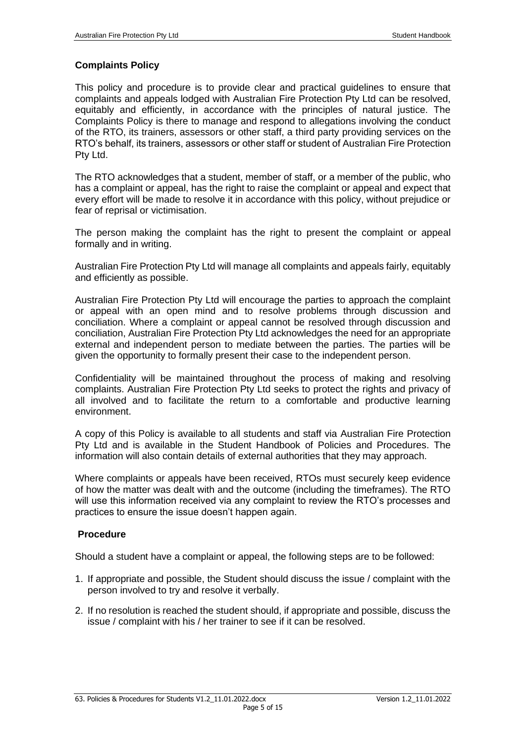## Complaints Policy

This policy and procedure is to provide clear and practical guidelines to ensure that complaints and appeals lodged with Australian Fire Protection Pty Ltd can be resolved, equitably and efficiently, in accordance with the principles of natural justice. The Complaints Policy is there to manage and respond to allegations involving the conduct of the RTO, its trainers, assessors or other staff, a third party providing services on the RTO's behalf, its trainers, assessors or other staff or student of Australian Fire Protection Pty Ltd.

The RTO acknowledges that a student, member of staff, or a member of the public, who has a complaint or appeal, has the right to raise the complaint or appeal and expect that every effort will be made to resolve it in accordance with this policy, without prejudice or fear of reprisal or victimisation.

The person making the complaint has the right to present the complaint or appeal formally and in writing.

Australian Fire Protection Pty Ltd will manage all complaints and appeals fairly, equitably and efficiently as possible.

Australian Fire Protection Pty Ltd will encourage the parties to approach the complaint or appeal with an open mind and to resolve problems through discussion and conciliation. Where a complaint or appeal cannot be resolved through discussion and conciliation, Australian Fire Protection Pty Ltd acknowledges the need for an appropriate external and independent person to mediate between the parties. The parties will be given the opportunity to formally present their case to the independent person.

Confidentiality will be maintained throughout the process of making and resolving complaints. Australian Fire Protection Pty Ltd seeks to protect the rights and privacy of all involved and to facilitate the return to a comfortable and productive learning environment.

A copy of this Policy is available to all students and staff via Australian Fire Protection Pty Ltd and is available in the Student Handbook of Policies and Procedures. The information will also contain details of external authorities that they may approach.

Where complaints or appeals have been received, RTOs must securely keep evidence of how the matter was dealt with and the outcome (including the timeframes). The RTO will use this information received via any complaint to review the RTO's processes and practices to ensure the issue doesn't happen again.

## Procedure

Should a student have a complaint or appeal, the following steps are to be followed:

1. If appropriate and possible, the Student should discuss the issue / complaint with the person involved to try and resolve it verbally.
2. If no resolution is reached the student should, if appropriate and possible, discuss the issue / complaint with his / her trainer to see if it can be resolved.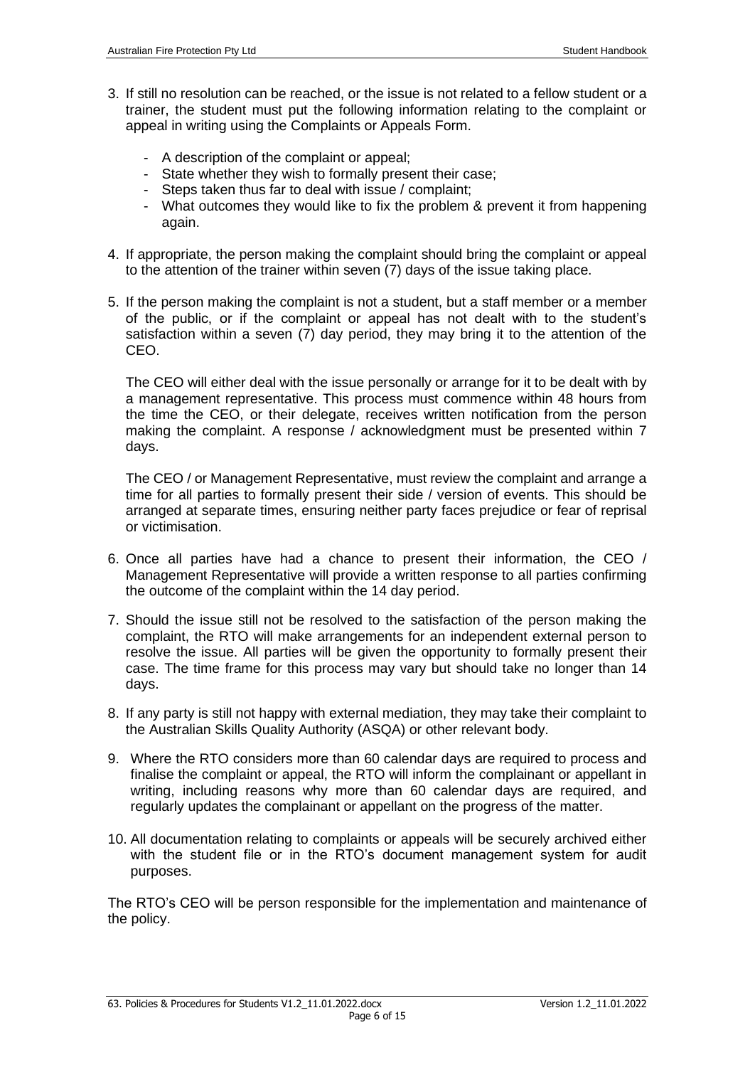3. If still no resolution can be reached, or the issue is not related to a fellow student or a trainer, the student must put the following information relating to the complaint or appeal in writing using the Complaints or Appeals Form.

   - A description of the complaint or appeal;
   - State whether they wish to formally present their case;
   - Steps taken thus far to deal with issue / complaint;
   - What outcomes they would like to fix the problem & prevent it from happening again.

4. If appropriate, the person making the complaint should bring the complaint or appeal to the attention of the trainer within seven (7) days of the issue taking place.

5. If the person making the complaint is not a student, but a staff member or a member of the public, or if the complaint or appeal has not dealt with to the student's satisfaction within a seven (7) day period, they may bring it to the attention of the CEO.

   The CEO will either deal with the issue personally or arrange for it to be dealt with by a management representative. This process must commence within 48 hours from the time the CEO, or their delegate, receives written notification from the person making the complaint. A response / acknowledgment must be presented within 7 days.

   The CEO / or Management Representative, must review the complaint and arrange a time for all parties to formally present their side / version of events. This should be arranged at separate times, ensuring neither party faces prejudice or fear of reprisal or victimisation.

6. Once all parties have had a chance to present their information, the CEO / Management Representative will provide a written response to all parties confirming the outcome of the complaint within the 14 day period.

7. Should the issue still not be resolved to the satisfaction of the person making the complaint, the RTO will make arrangements for an independent external person to resolve the issue. All parties will be given the opportunity to formally present their case. The time frame for this process may vary but should take no longer than 14 days.

8. If any party is still not happy with external mediation, they may take their complaint to the Australian Skills Quality Authority (ASQA) or other relevant body.

9. Where the RTO considers more than 60 calendar days are required to process and finalise the complaint or appeal, the RTO will inform the complainant or appellant in writing, including reasons why more than 60 calendar days are required, and regularly updates the complainant or appellant on the progress of the matter.

10. All documentation relating to complaints or appeals will be securely archived either with the student file or in the RTO's document management system for audit purposes.

The RTO's CEO will be person responsible for the implementation and maintenance of the policy.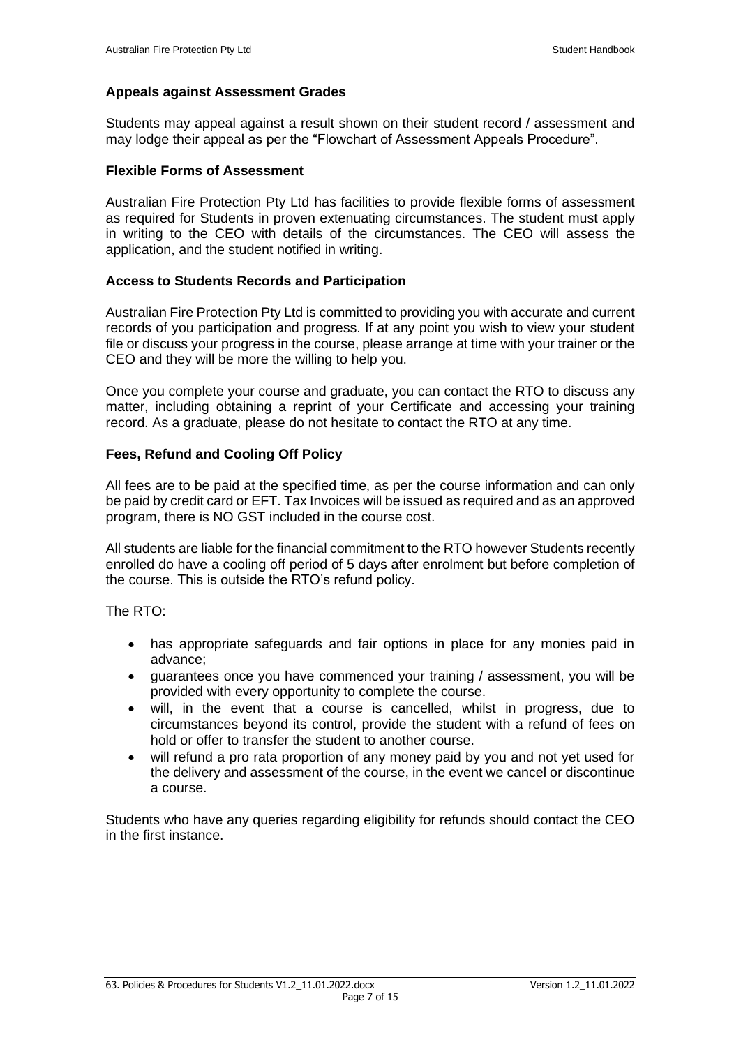### Appeals against Assessment Grades

Students may appeal against a result shown on their student record / assessment and may lodge their appeal as per the "Flowchart of Assessment Appeals Procedure".

### Flexible Forms of Assessment

Australian Fire Protection Pty Ltd has facilities to provide flexible forms of assessment as required for Students in proven extenuating circumstances. The student must apply in writing to the CEO with details of the circumstances. The CEO will assess the application, and the student notified in writing.

### Access to Students Records and Participation

Australian Fire Protection Pty Ltd is committed to providing you with accurate and current records of you participation and progress. If at any point you wish to view your student file or discuss your progress in the course, please arrange at time with your trainer or the CEO and they will be more the willing to help you.

Once you complete your course and graduate, you can contact the RTO to discuss any matter, including obtaining a reprint of your Certificate and accessing your training record. As a graduate, please do not hesitate to contact the RTO at any time.

### Fees, Refund and Cooling Off Policy

All fees are to be paid at the specified time, as per the course information and can only be paid by credit card or EFT. Tax Invoices will be issued as required and as an approved program, there is NO GST included in the course cost.

All students are liable for the financial commitment to the RTO however Students recently enrolled do have a cooling off period of 5 days after enrolment but before completion of the course. This is outside the RTO's refund policy.

The RTO:

- has appropriate safeguards and fair options in place for any monies paid in advance;
- guarantees once you have commenced your training / assessment, you will be provided with every opportunity to complete the course.
- will, in the event that a course is cancelled, whilst in progress, due to circumstances beyond its control, provide the student with a refund of fees on hold or offer to transfer the student to another course.
- will refund a pro rata proportion of any money paid by you and not yet used for the delivery and assessment of the course, in the event we cancel or discontinue a course.

Students who have any queries regarding eligibility for refunds should contact the CEO in the first instance.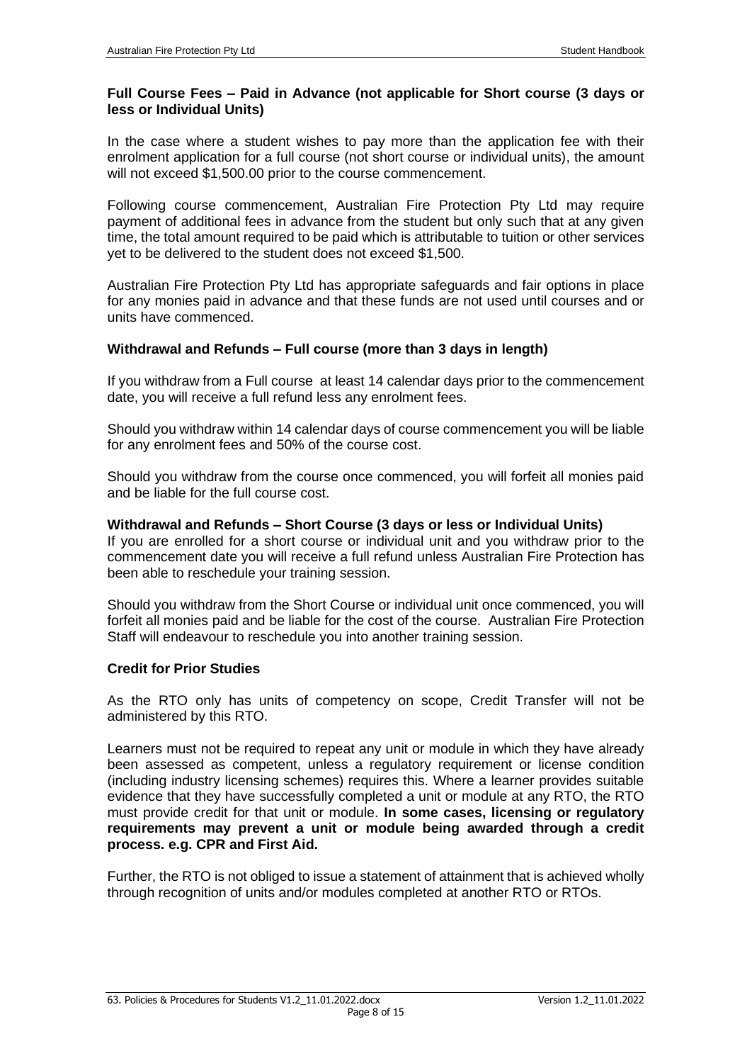**Full Course Fees – Paid in Advance (not applicable for Short course (3 days or less or Individual Units)**

In the case where a student wishes to pay more than the application fee with their enrolment application for a full course (not short course or individual units), the amount will not exceed $1,500.00 prior to the course commencement.

Following course commencement, Australian Fire Protection Pty Ltd may require payment of additional fees in advance from the student but only such that at any given time, the total amount required to be paid which is attributable to tuition or other services yet to be delivered to the student does not exceed $1,500.

Australian Fire Protection Pty Ltd has appropriate safeguards and fair options in place for any monies paid in advance and that these funds are not used until courses and or units have commenced.

**Withdrawal and Refunds – Full course (more than 3 days in length)**

If you withdraw from a Full course at least 14 calendar days prior to the commencement date, you will receive a full refund less any enrolment fees.

Should you withdraw within 14 calendar days of course commencement you will be liable for any enrolment fees and 50% of the course cost.

Should you withdraw from the course once commenced, you will forfeit all monies paid and be liable for the full course cost.

**Withdrawal and Refunds – Short Course (3 days or less or Individual Units)**

If you are enrolled for a short course or individual unit and you withdraw prior to the commencement date you will receive a full refund unless Australian Fire Protection has been able to reschedule your training session.

Should you withdraw from the Short Course or individual unit once commenced, you will forfeit all monies paid and be liable for the cost of the course. Australian Fire Protection Staff will endeavour to reschedule you into another training session.

**Credit for Prior Studies**

As the RTO only has units of competency on scope, Credit Transfer will not be administered by this RTO.

Learners must not be required to repeat any unit or module in which they have already been assessed as competent, unless a regulatory requirement or license condition (including industry licensing schemes) requires this. Where a learner provides suitable evidence that they have successfully completed a unit or module at any RTO, the RTO must provide credit for that unit or module. **In some cases, licensing or regulatory requirements may prevent a unit or module being awarded through a credit process. e.g. CPR and First Aid.**

Further, the RTO is not obliged to issue a statement of attainment that is achieved wholly through recognition of units and/or modules completed at another RTO or RTOs.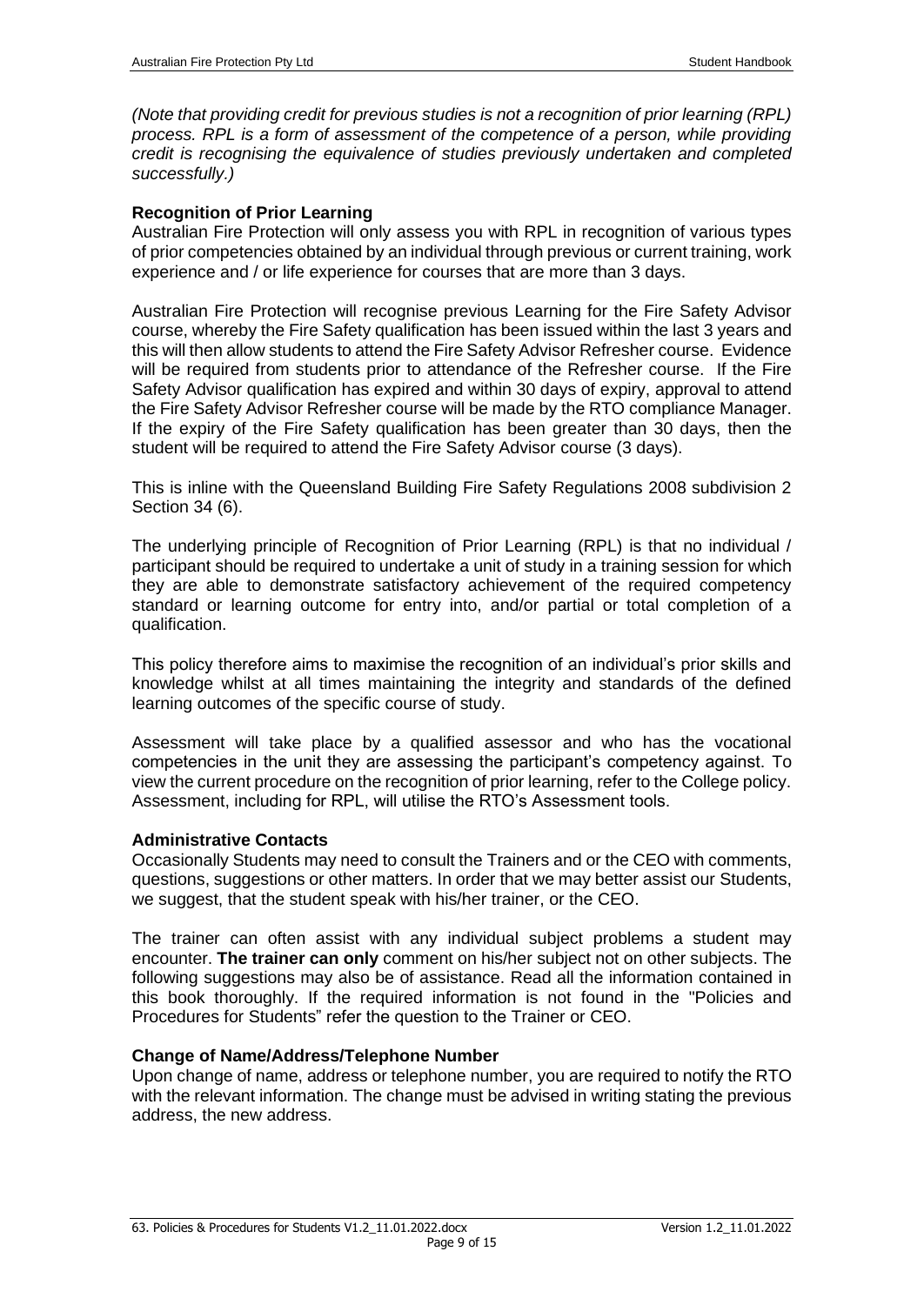*(Note that providing credit for previous studies is not a recognition of prior learning (RPL) process. RPL is a form of assessment of the competence of a person, while providing credit is recognising the equivalence of studies previously undertaken and completed successfully.)*

### Recognition of Prior Learning

Australian Fire Protection will only assess you with RPL in recognition of various types of prior competencies obtained by an individual through previous or current training, work experience and / or life experience for courses that are more than 3 days.

Australian Fire Protection will recognise previous Learning for the Fire Safety Advisor course, whereby the Fire Safety qualification has been issued within the last 3 years and this will then allow students to attend the Fire Safety Advisor Refresher course. Evidence will be required from students prior to attendance of the Refresher course. If the Fire Safety Advisor qualification has expired and within 30 days of expiry, approval to attend the Fire Safety Advisor Refresher course will be made by the RTO compliance Manager. If the expiry of the Fire Safety qualification has been greater than 30 days, then the student will be required to attend the Fire Safety Advisor course (3 days).

This is inline with the Queensland Building Fire Safety Regulations 2008 subdivision 2 Section 34 (6).

The underlying principle of Recognition of Prior Learning (RPL) is that no individual / participant should be required to undertake a unit of study in a training session for which they are able to demonstrate satisfactory achievement of the required competency standard or learning outcome for entry into, and/or partial or total completion of a qualification.

This policy therefore aims to maximise the recognition of an individual's prior skills and knowledge whilst at all times maintaining the integrity and standards of the defined learning outcomes of the specific course of study.

Assessment will take place by a qualified assessor and who has the vocational competencies in the unit they are assessing the participant's competency against. To view the current procedure on the recognition of prior learning, refer to the College policy. Assessment, including for RPL, will utilise the RTO's Assessment tools.

### Administrative Contacts

Occasionally Students may need to consult the Trainers and or the CEO with comments, questions, suggestions or other matters. In order that we may better assist our Students, we suggest, that the student speak with his/her trainer, or the CEO.

The trainer can often assist with any individual subject problems a student may encounter. **The trainer can only** comment on his/her subject not on other subjects. The following suggestions may also be of assistance. Read all the information contained in this book thoroughly. If the required information is not found in the "Policies and Procedures for Students" refer the question to the Trainer or CEO.

### Change of Name/Address/Telephone Number

Upon change of name, address or telephone number, you are required to notify the RTO with the relevant information. The change must be advised in writing stating the previous address, the new address.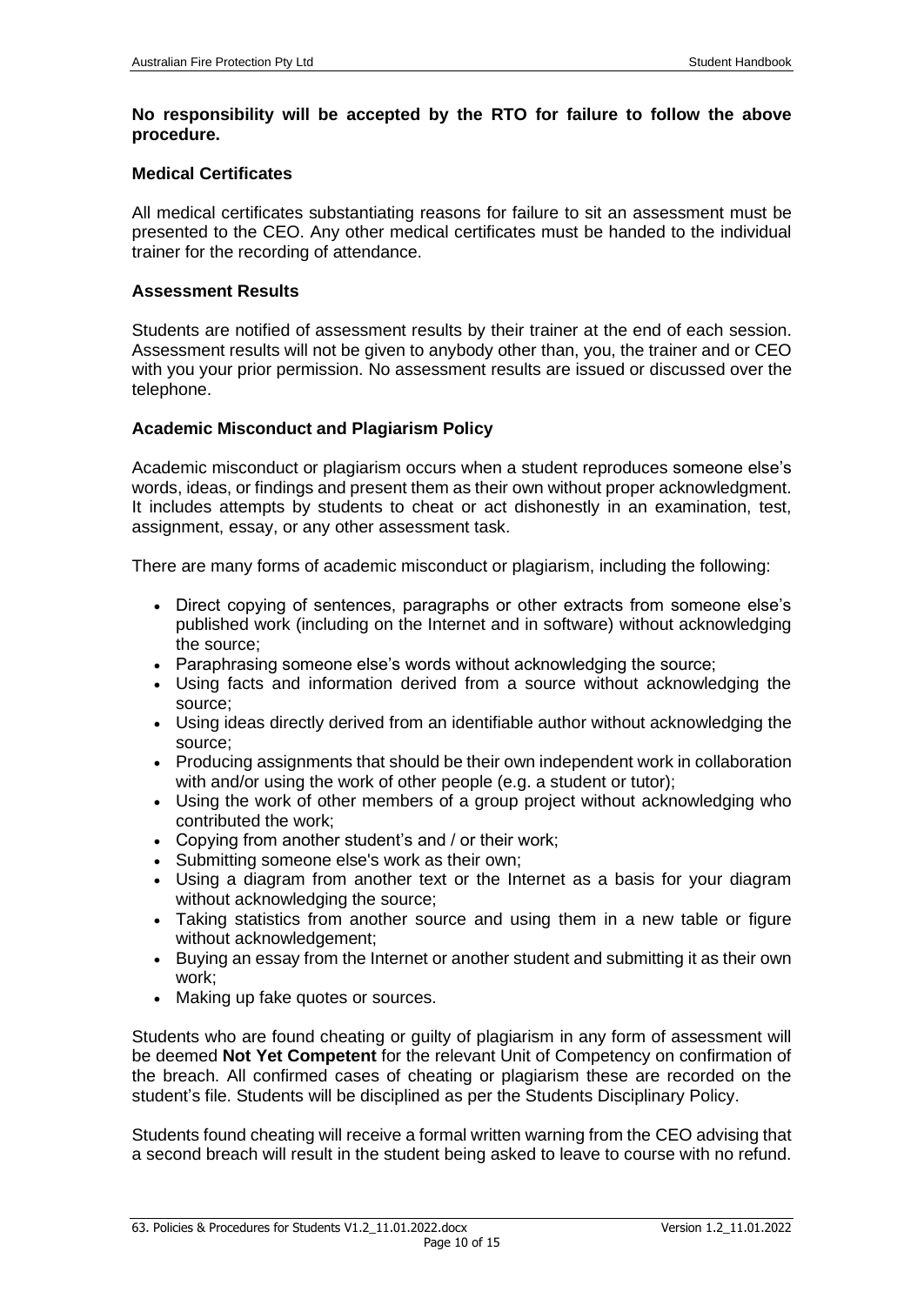**No responsibility will be accepted by the RTO for failure to follow the above procedure.**

### Medical Certificates

All medical certificates substantiating reasons for failure to sit an assessment must be presented to the CEO. Any other medical certificates must be handed to the individual trainer for the recording of attendance.

### Assessment Results

Students are notified of assessment results by their trainer at the end of each session. Assessment results will not be given to anybody other than, you, the trainer and or CEO with you your prior permission. No assessment results are issued or discussed over the telephone.

### Academic Misconduct and Plagiarism Policy

Academic misconduct or plagiarism occurs when a student reproduces someone else's words, ideas, or findings and present them as their own without proper acknowledgment. It includes attempts by students to cheat or act dishonestly in an examination, test, assignment, essay, or any other assessment task.

There are many forms of academic misconduct or plagiarism, including the following:

- Direct copying of sentences, paragraphs or other extracts from someone else's published work (including on the Internet and in software) without acknowledging the source;
- Paraphrasing someone else's words without acknowledging the source;
- Using facts and information derived from a source without acknowledging the source;
- Using ideas directly derived from an identifiable author without acknowledging the source;
- Producing assignments that should be their own independent work in collaboration with and/or using the work of other people (e.g. a student or tutor);
- Using the work of other members of a group project without acknowledging who contributed the work;
- Copying from another student's and / or their work;
- Submitting someone else's work as their own;
- Using a diagram from another text or the Internet as a basis for your diagram without acknowledging the source;
- Taking statistics from another source and using them in a new table or figure without acknowledgement;
- Buying an essay from the Internet or another student and submitting it as their own work;
- Making up fake quotes or sources.

Students who are found cheating or guilty of plagiarism in any form of assessment will be deemed **Not Yet Competent** for the relevant Unit of Competency on confirmation of the breach. All confirmed cases of cheating or plagiarism these are recorded on the student's file. Students will be disciplined as per the Students Disciplinary Policy.

Students found cheating will receive a formal written warning from the CEO advising that a second breach will result in the student being asked to leave to course with no refund.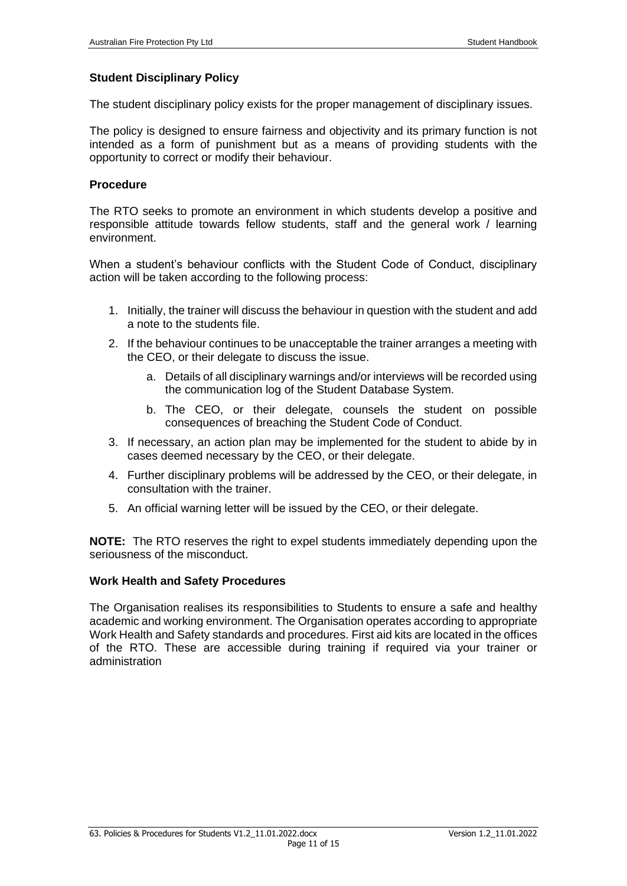### Student Disciplinary Policy

The student disciplinary policy exists for the proper management of disciplinary issues.

The policy is designed to ensure fairness and objectivity and its primary function is not intended as a form of punishment but as a means of providing students with the opportunity to correct or modify their behaviour.

### Procedure

The RTO seeks to promote an environment in which students develop a positive and responsible attitude towards fellow students, staff and the general work / learning environment.

When a student's behaviour conflicts with the Student Code of Conduct, disciplinary action will be taken according to the following process:

1. Initially, the trainer will discuss the behaviour in question with the student and add a note to the students file.
2. If the behaviour continues to be unacceptable the trainer arranges a meeting with the CEO, or their delegate to discuss the issue.
    a. Details of all disciplinary warnings and/or interviews will be recorded using the communication log of the Student Database System.
    b. The CEO, or their delegate, counsels the student on possible consequences of breaching the Student Code of Conduct.
3. If necessary, an action plan may be implemented for the student to abide by in cases deemed necessary by the CEO, or their delegate.
4. Further disciplinary problems will be addressed by the CEO, or their delegate, in consultation with the trainer.
5. An official warning letter will be issued by the CEO, or their delegate.

**NOTE:** The RTO reserves the right to expel students immediately depending upon the seriousness of the misconduct.

### Work Health and Safety Procedures

The Organisation realises its responsibilities to Students to ensure a safe and healthy academic and working environment. The Organisation operates according to appropriate Work Health and Safety standards and procedures. First aid kits are located in the offices of the RTO. These are accessible during training if required via your trainer or administration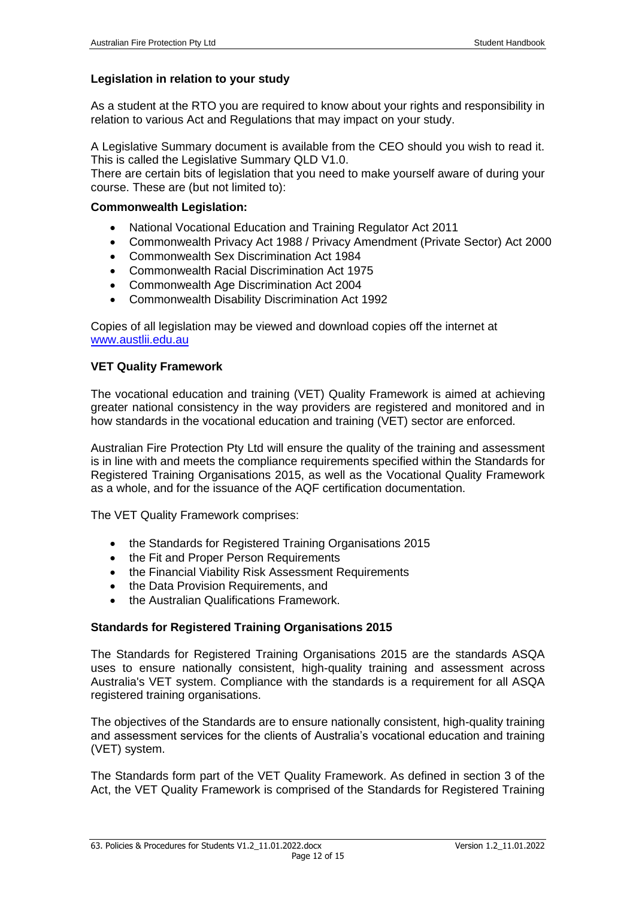**Legislation in relation to your study**

As a student at the RTO you are required to know about your rights and responsibility in relation to various Act and Regulations that may impact on your study.

A Legislative Summary document is available from the CEO should you wish to read it. This is called the Legislative Summary QLD V1.0.
There are certain bits of legislation that you need to make yourself aware of during your course. These are (but not limited to):

**Commonwealth Legislation:**

- National Vocational Education and Training Regulator Act 2011
- Commonwealth Privacy Act 1988 / Privacy Amendment (Private Sector) Act 2000
- Commonwealth Sex Discrimination Act 1984
- Commonwealth Racial Discrimination Act 1975
- Commonwealth Age Discrimination Act 2004
- Commonwealth Disability Discrimination Act 1992

Copies of all legislation may be viewed and download copies off the internet at www.austlii.edu.au

**VET Quality Framework**

The vocational education and training (VET) Quality Framework is aimed at achieving greater national consistency in the way providers are registered and monitored and in how standards in the vocational education and training (VET) sector are enforced.

Australian Fire Protection Pty Ltd will ensure the quality of the training and assessment is in line with and meets the compliance requirements specified within the Standards for Registered Training Organisations 2015, as well as the Vocational Quality Framework as a whole, and for the issuance of the AQF certification documentation.

The VET Quality Framework comprises:

- the Standards for Registered Training Organisations 2015
- the Fit and Proper Person Requirements
- the Financial Viability Risk Assessment Requirements
- the Data Provision Requirements, and
- the Australian Qualifications Framework.

**Standards for Registered Training Organisations 2015**

The Standards for Registered Training Organisations 2015 are the standards ASQA uses to ensure nationally consistent, high-quality training and assessment across Australia's VET system. Compliance with the standards is a requirement for all ASQA registered training organisations.

The objectives of the Standards are to ensure nationally consistent, high-quality training and assessment services for the clients of Australia's vocational education and training (VET) system.

The Standards form part of the VET Quality Framework. As defined in section 3 of the Act, the VET Quality Framework is comprised of the Standards for Registered Training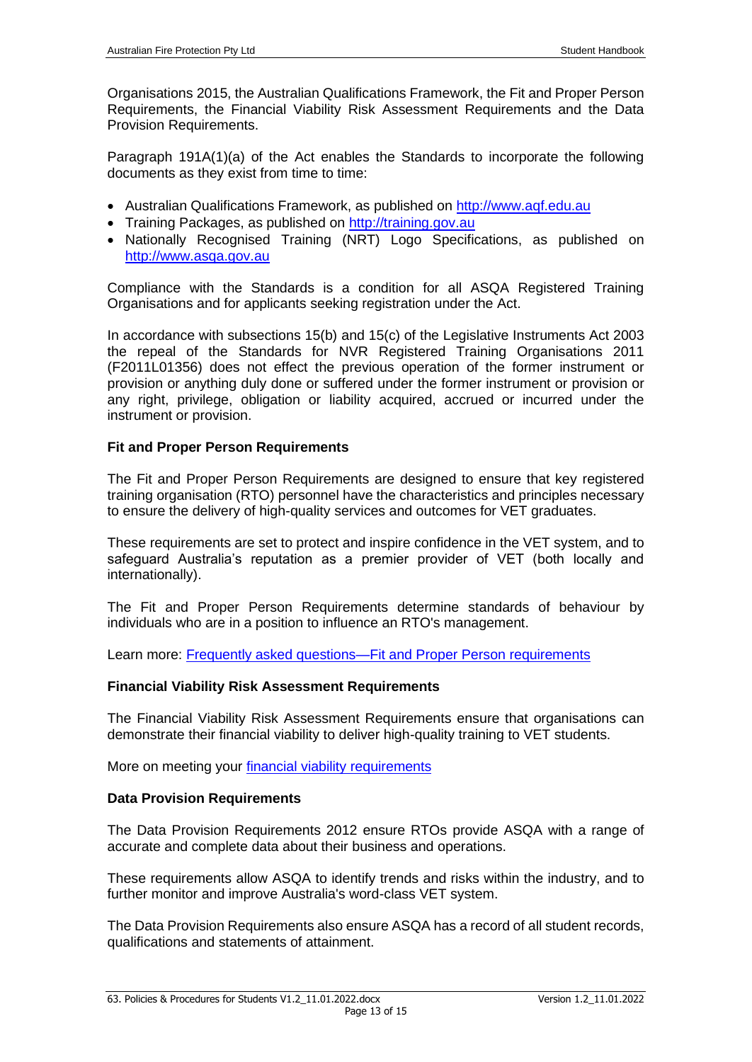Organisations 2015, the Australian Qualifications Framework, the Fit and Proper Person Requirements, the Financial Viability Risk Assessment Requirements and the Data Provision Requirements.

Paragraph 191A(1)(a) of the Act enables the Standards to incorporate the following documents as they exist from time to time:

- Australian Qualifications Framework, as published on [http://www.aqf.edu.au](http://www.aqf.edu.au)
- Training Packages, as published on [http://training.gov.au](http://training.gov.au)
- Nationally Recognised Training (NRT) Logo Specifications, as published on [http://www.asqa.gov.au](http://www.asqa.gov.au)

Compliance with the Standards is a condition for all ASQA Registered Training Organisations and for applicants seeking registration under the Act.

In accordance with subsections 15(b) and 15(c) of the Legislative Instruments Act 2003 the repeal of the Standards for NVR Registered Training Organisations 2011 (F2011L01356) does not effect the previous operation of the former instrument or provision or anything duly done or suffered under the former instrument or provision or any right, privilege, obligation or liability acquired, accrued or incurred under the instrument or provision.

**Fit and Proper Person Requirements**

The Fit and Proper Person Requirements are designed to ensure that key registered training organisation (RTO) personnel have the characteristics and principles necessary to ensure the delivery of high-quality services and outcomes for VET graduates.

These requirements are set to protect and inspire confidence in the VET system, and to safeguard Australia's reputation as a premier provider of VET (both locally and internationally).

The Fit and Proper Person Requirements determine standards of behaviour by individuals who are in a position to influence an RTO's management.

Learn more: Frequently asked questions—Fit and Proper Person requirements

**Financial Viability Risk Assessment Requirements**

The Financial Viability Risk Assessment Requirements ensure that organisations can demonstrate their financial viability to deliver high-quality training to VET students.

More on meeting your financial viability requirements

**Data Provision Requirements**

The Data Provision Requirements 2012 ensure RTOs provide ASQA with a range of accurate and complete data about their business and operations.

These requirements allow ASQA to identify trends and risks within the industry, and to further monitor and improve Australia's word-class VET system.

The Data Provision Requirements also ensure ASQA has a record of all student records, qualifications and statements of attainment.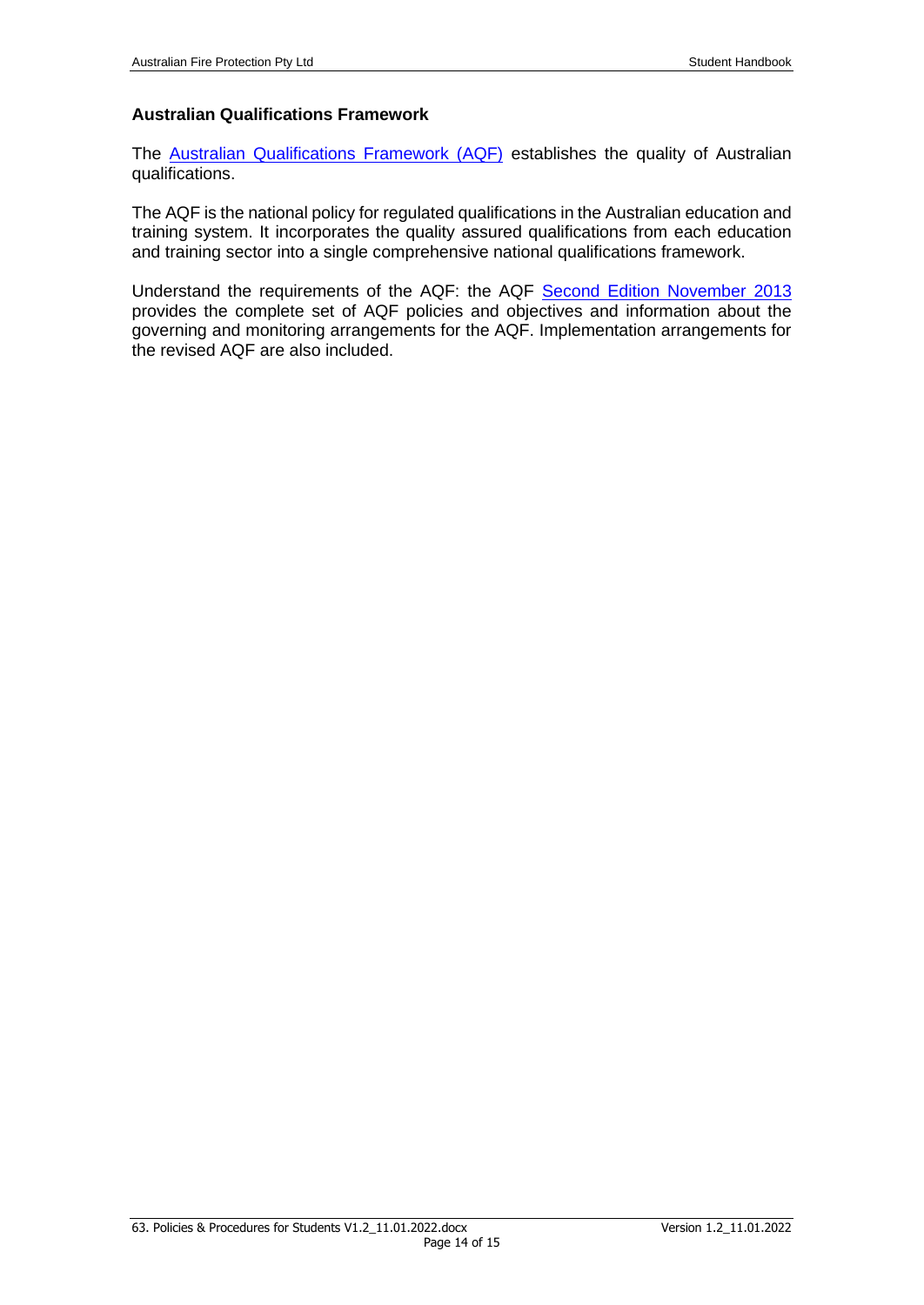## Australian Qualifications Framework

The Australian Qualifications Framework (AQF) establishes the quality of Australian qualifications.

The AQF is the national policy for regulated qualifications in the Australian education and training system. It incorporates the quality assured qualifications from each education and training sector into a single comprehensive national qualifications framework.

Understand the requirements of the AQF: the AQF Second Edition November 2013 provides the complete set of AQF policies and objectives and information about the governing and monitoring arrangements for the AQF. Implementation arrangements for the revised AQF are also included.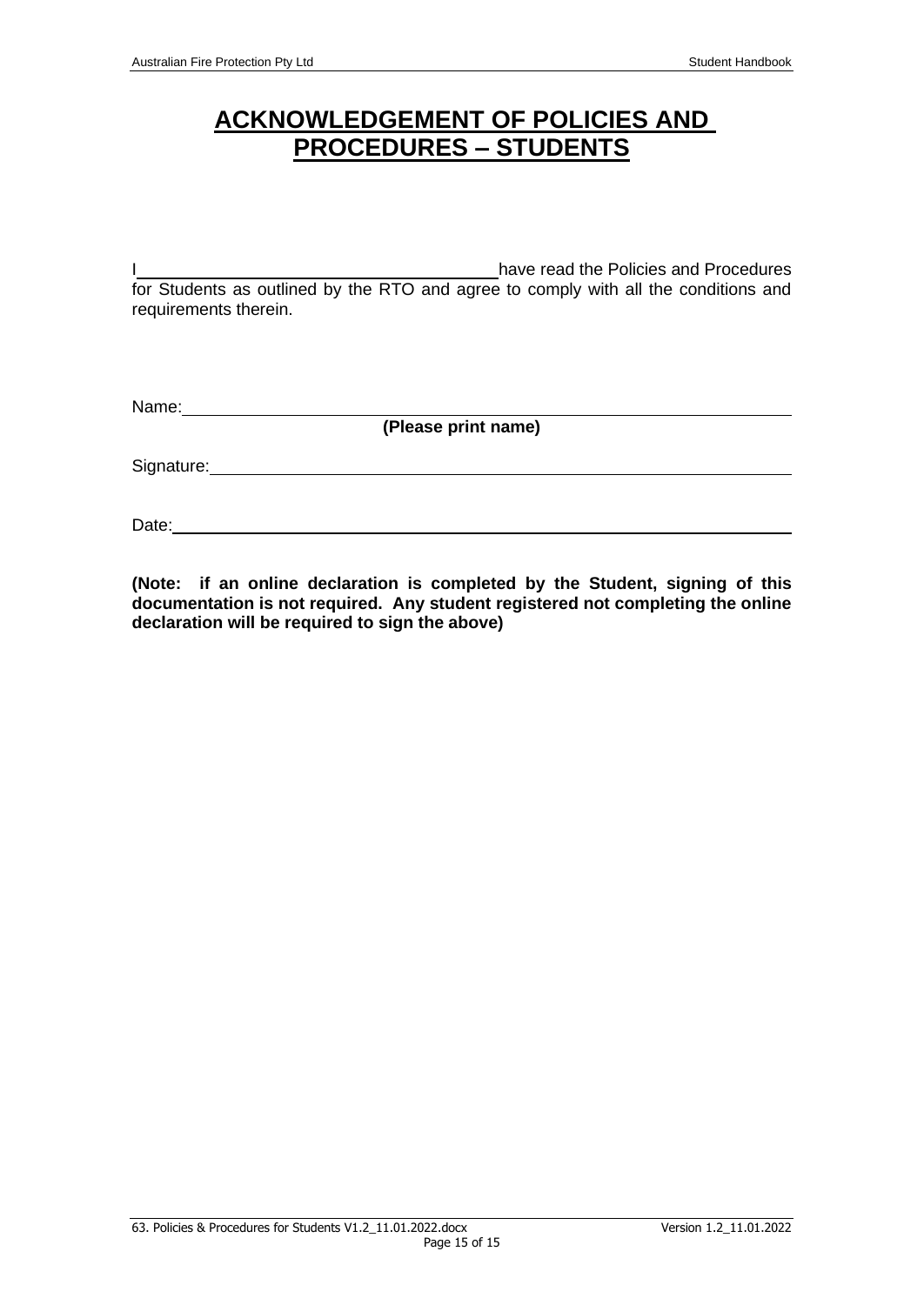# ACKNOWLEDGEMENT OF POLICIES AND PROCEDURES – STUDENTS

I ______________________________ have read the Policies and Procedures for Students as outlined by the RTO and agree to comply with all the conditions and requirements therein.

Name: ______________________________

**(Please print name)**

Signature: ______________________________

Date: ______________________________

**(Note: if an online declaration is completed by the Student, signing of this documentation is not required. Any student registered not completing the online declaration will be required to sign the above)**